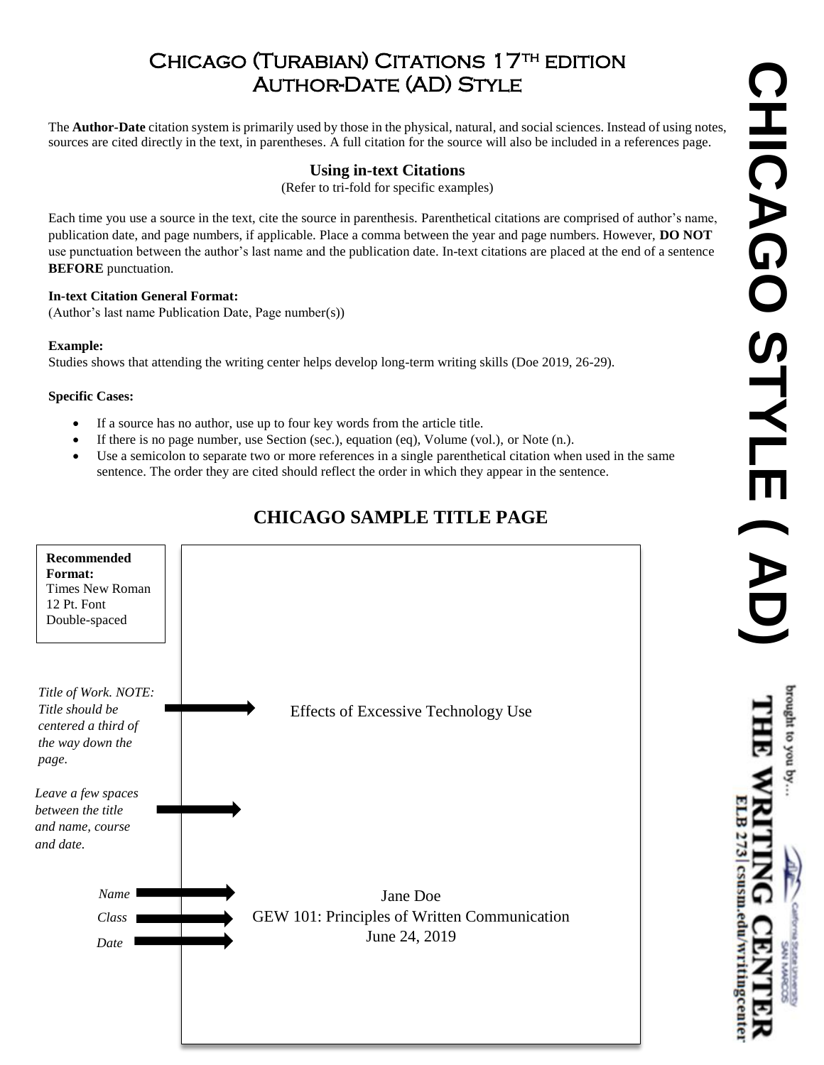# Chicago (Turabian) Citations 17th edition Author-Date (AD) Style

The **Author-Date** citation system is primarily used by those in the physical, natural, and social sciences. Instead of using notes, sources are cited directly in the text, in parentheses. A full citation for the source will also be included in a references page.

## Using in-text Citations

(Refer to tri-fold for specific examples)

Each time you use a source in the text, cite the source in parenthesis. Parenthetical citations are comprised of author's name, publication date, and page numbers, if applicable. Place a comma between the year and page numbers. However, **DO NOT** use punctuation between the author's last name and the publication date. In-text citations are placed at the end of a sentence **BEFORE** punctuation.

**In-text Citation General Format:**
(Author's last name Publication Date, Page number(s))

**Example:**
Studies shows that attending the writing center helps develop long-term writing skills (Doe 2019, 26-29).

**Specific Cases:**

- If a source has no author, use up to four key words from the article title.
- If there is no page number, use Section (sec.), equation (eq), Volume (vol.), or Note (n.).
- Use a semicolon to separate two or more references in a single parenthetical citation when used in the same sentence. The order they are cited should reflect the order in which they appear in the sentence.

## CHICAGO SAMPLE TITLE PAGE

**Recommended Format:**
Times New Roman
12 Pt. Font
Double-spaced

*Title of Work. NOTE: Title should be centered a third of the way down the page.* → Effects of Excessive Technology Use

*Leave a few spaces between the title and name, course and date.*

*Name* → Jane Doe

*Class* → GEW 101: Principles of Written Communication

*Date* → June 24, 2019

CHICAGO STYLE ( AD)

brought to you by…
THE WRITING CENTER
ELB 273 | csusm.edu/writingcenter
California State University San Marcos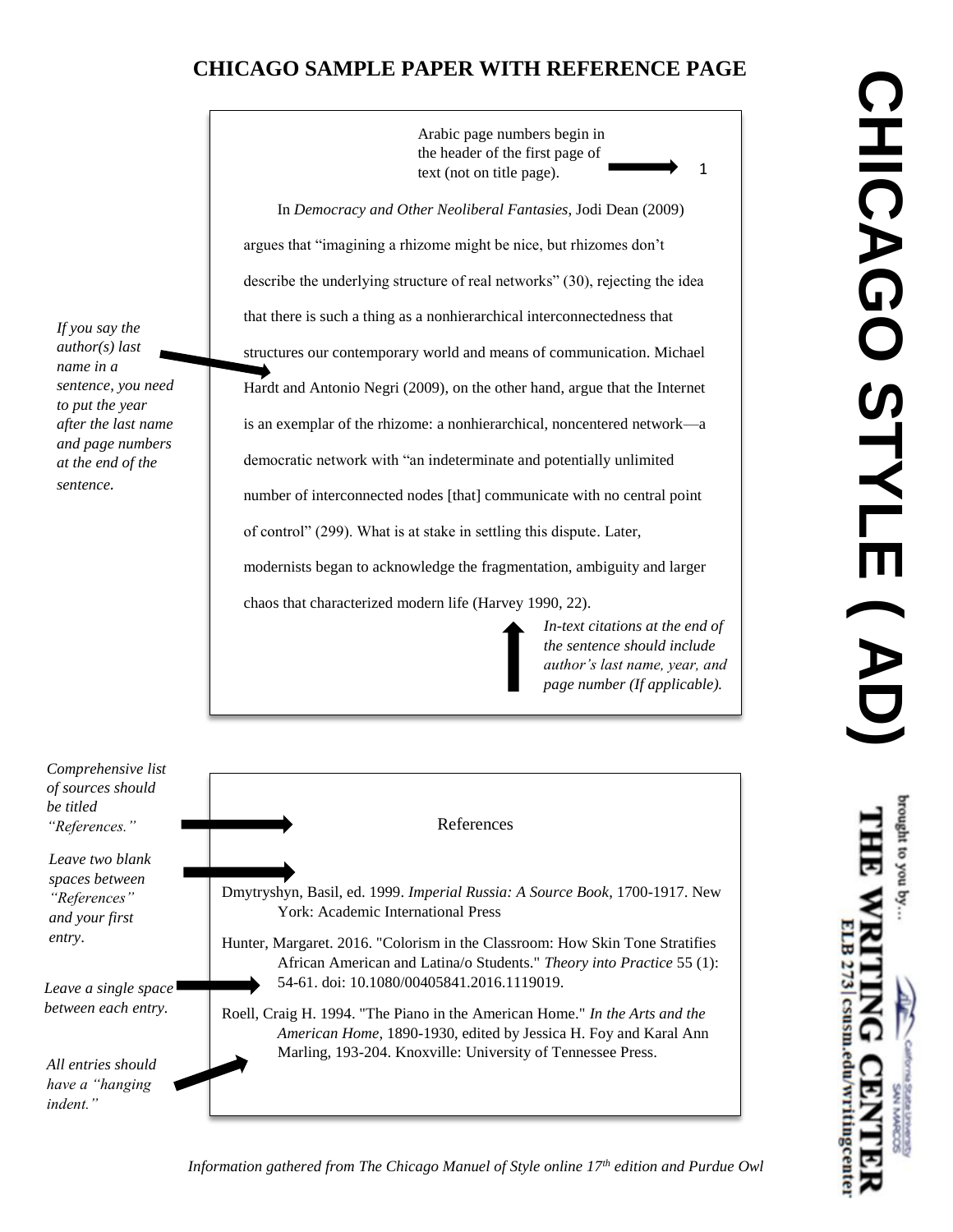# CHICAGO SAMPLE PAPER WITH REFERENCE PAGE

Arabic page numbers begin in the header of the first page of text (not on title page). → 1

In *Democracy and Other Neoliberal Fantasies*, Jodi Dean (2009) argues that "imagining a rhizome might be nice, but rhizomes don't describe the underlying structure of real networks" (30), rejecting the idea that there is such a thing as a nonhierarchical interconnectedness that structures our contemporary world and means of communication. Michael Hardt and Antonio Negri (2009), on the other hand, argue that the Internet is an exemplar of the rhizome: a nonhierarchical, noncentered network—a democratic network with "an indeterminate and potentially unlimited number of interconnected nodes [that] communicate with no central point of control" (299). What is at stake in settling this dispute. Later, modernists began to acknowledge the fragmentation, ambiguity and larger chaos that characterized modern life (Harvey 1990, 22).

*If you say the author(s) last name in a sentence, you need to put the year after the last name and page numbers at the end of the sentence.*

*In-text citations at the end of the sentence should include author's last name, year, and page number (If applicable).*

*Comprehensive list of sources should be titled "References."*

*Leave two blank spaces between "References" and your first entry.*

*Leave a single space between each entry.*

*All entries should have a "hanging indent."*

References

Dmytryshyn, Basil, ed. 1999. *Imperial Russia: A Source Book*, 1700-1917. New York: Academic International Press

Hunter, Margaret. 2016. "Colorism in the Classroom: How Skin Tone Stratifies African American and Latina/o Students." *Theory into Practice* 55 (1): 54-61. doi: 10.1080/00405841.2016.1119019.

Roell, Craig H. 1994. "The Piano in the American Home." *In the Arts and the American Home*, 1890-1930, edited by Jessica H. Foy and Karal Ann Marling, 193-204. Knoxville: University of Tennessee Press.

*Information gathered from The Chicago Manuel of Style online 17th edition and Purdue Owl*

**CHICAGO STYLE ( AD)**

brought to you by...

**THE WRITING CENTER**

ELB 273 | csusm.edu/writingcenter

California State University SAN MARCOS